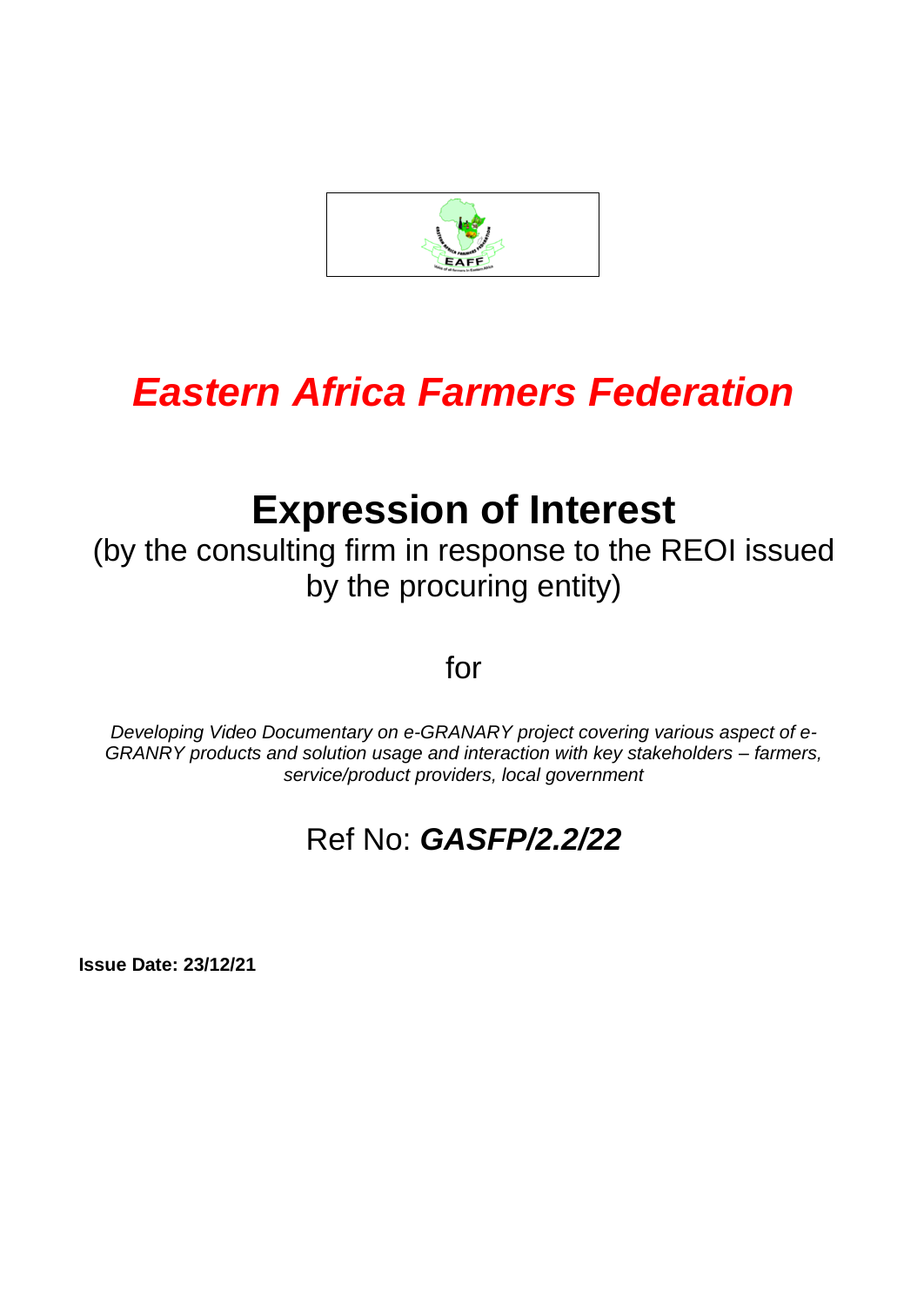# *Eastern Africa Farmers Federation*

# Expression of Interest

(by the consulting firm in response to the REOI issued by the procuring entity)

for

*Developing Video Documentary on e-GRANARY project covering various aspect of e-GRANRY products and solution usage and interaction with key stakeholders – farmers, service/product providers, local government*

Ref No: ***GASFP/2.2/22***

**Issue Date: 23/12/21**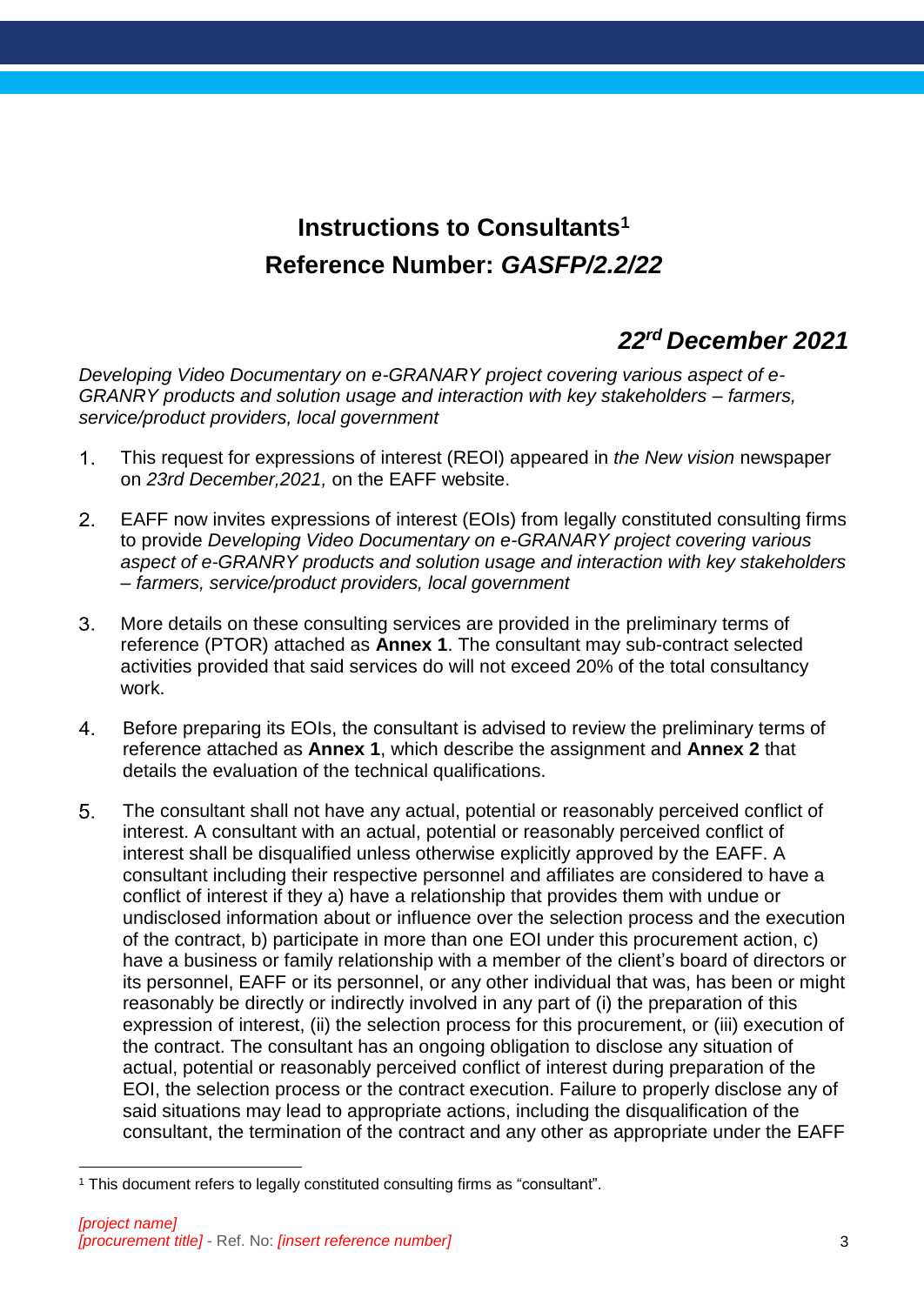# Instructions to Consultants[1]

## Reference Number: *GASFP/2.2/22*

### *22rd December 2021*

*Developing Video Documentary on e-GRANARY project covering various aspect of e-GRANRY products and solution usage and interaction with key stakeholders – farmers, service/product providers, local government*

1. This request for expressions of interest (REOI) appeared in *the New vision* newspaper on *23rd December,2021,* on the EAFF website.

2. EAFF now invites expressions of interest (EOIs) from legally constituted consulting firms to provide *Developing Video Documentary on e-GRANARY project covering various aspect of e-GRANRY products and solution usage and interaction with key stakeholders – farmers, service/product providers, local government*

3. More details on these consulting services are provided in the preliminary terms of reference (PTOR) attached as **Annex 1**. The consultant may sub-contract selected activities provided that said services do will not exceed 20% of the total consultancy work.

4. Before preparing its EOIs, the consultant is advised to review the preliminary terms of reference attached as **Annex 1**, which describe the assignment and **Annex 2** that details the evaluation of the technical qualifications.

5. The consultant shall not have any actual, potential or reasonably perceived conflict of interest. A consultant with an actual, potential or reasonably perceived conflict of interest shall be disqualified unless otherwise explicitly approved by the EAFF. A consultant including their respective personnel and affiliates are considered to have a conflict of interest if they a) have a relationship that provides them with undue or undisclosed information about or influence over the selection process and the execution of the contract, b) participate in more than one EOI under this procurement action, c) have a business or family relationship with a member of the client's board of directors or its personnel, EAFF or its personnel, or any other individual that was, has been or might reasonably be directly or indirectly involved in any part of (i) the preparation of this expression of interest, (ii) the selection process for this procurement, or (iii) execution of the contract. The consultant has an ongoing obligation to disclose any situation of actual, potential or reasonably perceived conflict of interest during preparation of the EOI, the selection process or the contract execution. Failure to properly disclose any of said situations may lead to appropriate actions, including the disqualification of the consultant, the termination of the contract and any other as appropriate under the EAFF

[1] This document refers to legally constituted consulting firms as "consultant".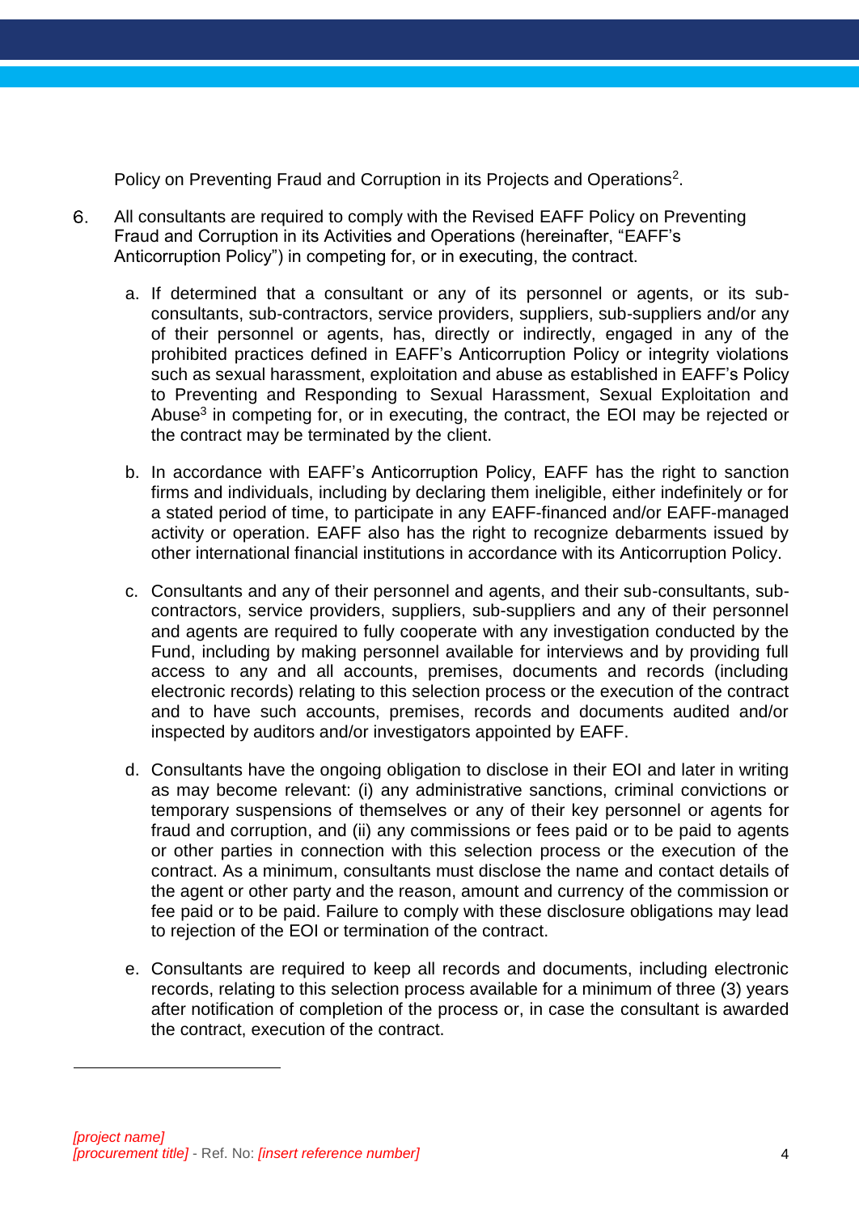Policy on Preventing Fraud and Corruption in its Projects and Operations[2].

6. All consultants are required to comply with the Revised EAFF Policy on Preventing Fraud and Corruption in its Activities and Operations (hereinafter, "EAFF's Anticorruption Policy") in competing for, or in executing, the contract.

   a. If determined that a consultant or any of its personnel or agents, or its sub-consultants, sub-contractors, service providers, suppliers, sub-suppliers and/or any of their personnel or agents, has, directly or indirectly, engaged in any of the prohibited practices defined in EAFF's Anticorruption Policy or integrity violations such as sexual harassment, exploitation and abuse as established in EAFF's Policy to Preventing and Responding to Sexual Harassment, Sexual Exploitation and Abuse[3] in competing for, or in executing, the contract, the EOI may be rejected or the contract may be terminated by the client.

   b. In accordance with EAFF's Anticorruption Policy, EAFF has the right to sanction firms and individuals, including by declaring them ineligible, either indefinitely or for a stated period of time, to participate in any EAFF-financed and/or EAFF-managed activity or operation. EAFF also has the right to recognize debarments issued by other international financial institutions in accordance with its Anticorruption Policy.

   c. Consultants and any of their personnel and agents, and their sub-consultants, sub-contractors, service providers, suppliers, sub-suppliers and any of their personnel and agents are required to fully cooperate with any investigation conducted by the Fund, including by making personnel available for interviews and by providing full access to any and all accounts, premises, documents and records (including electronic records) relating to this selection process or the execution of the contract and to have such accounts, premises, records and documents audited and/or inspected by auditors and/or investigators appointed by EAFF.

   d. Consultants have the ongoing obligation to disclose in their EOI and later in writing as may become relevant: (i) any administrative sanctions, criminal convictions or temporary suspensions of themselves or any of their key personnel or agents for fraud and corruption, and (ii) any commissions or fees paid or to be paid to agents or other parties in connection with this selection process or the execution of the contract. As a minimum, consultants must disclose the name and contact details of the agent or other party and the reason, amount and currency of the commission or fee paid or to be paid. Failure to comply with these disclosure obligations may lead to rejection of the EOI or termination of the contract.

   e. Consultants are required to keep all records and documents, including electronic records, relating to this selection process available for a minimum of three (3) years after notification of completion of the process or, in case the consultant is awarded the contract, execution of the contract.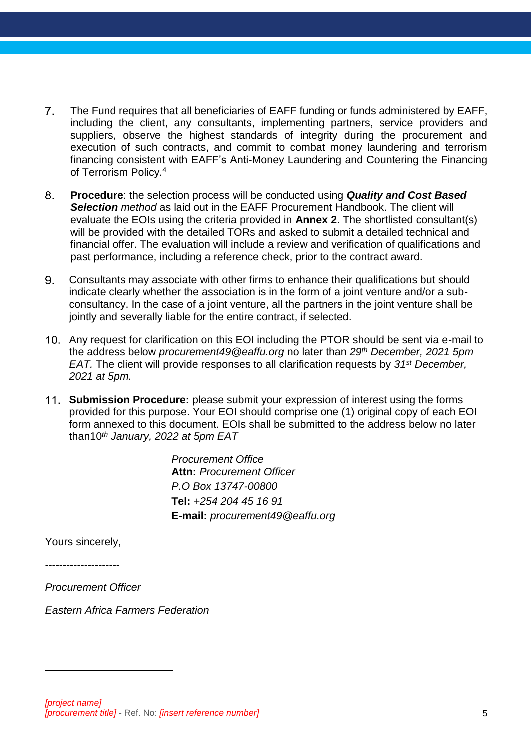7. The Fund requires that all beneficiaries of EAFF funding or funds administered by EAFF, including the client, any consultants, implementing partners, service providers and suppliers, observe the highest standards of integrity during the procurement and execution of such contracts, and commit to combat money laundering and terrorism financing consistent with EAFF's Anti-Money Laundering and Countering the Financing of Terrorism Policy.[4]

8. **Procedure**: the selection process will be conducted using ***Quality and Cost Based Selection*** *method* as laid out in the EAFF Procurement Handbook. The client will evaluate the EOIs using the criteria provided in **Annex 2**. The shortlisted consultant(s) will be provided with the detailed TORs and asked to submit a detailed technical and financial offer. The evaluation will include a review and verification of qualifications and past performance, including a reference check, prior to the contract award.

9. Consultants may associate with other firms to enhance their qualifications but should indicate clearly whether the association is in the form of a joint venture and/or a sub-consultancy. In the case of a joint venture, all the partners in the joint venture shall be jointly and severally liable for the entire contract, if selected.

10. Any request for clarification on this EOI including the PTOR should be sent via e-mail to the address below *procurement49@eaffu.org* no later than *29th December, 2021 5pm EAT.* The client will provide responses to all clarification requests by *31st December, 2021 at 5pm.*

11. **Submission Procedure:** please submit your expression of interest using the forms provided for this purpose. Your EOI should comprise one (1) original copy of each EOI form annexed to this document. EOIs shall be submitted to the address below no later than10*th January, 2022 at 5pm EAT*

> *Procurement Office*
> **Attn:** *Procurement Officer*
> *P.O Box 13747-00800*
> **Tel:** *+254 204 45 16 91*
> **E-mail:** *procurement49@eaffu.org*

Yours sincerely,

---------------------

*Procurement Officer*

*Eastern Africa Farmers Federation*